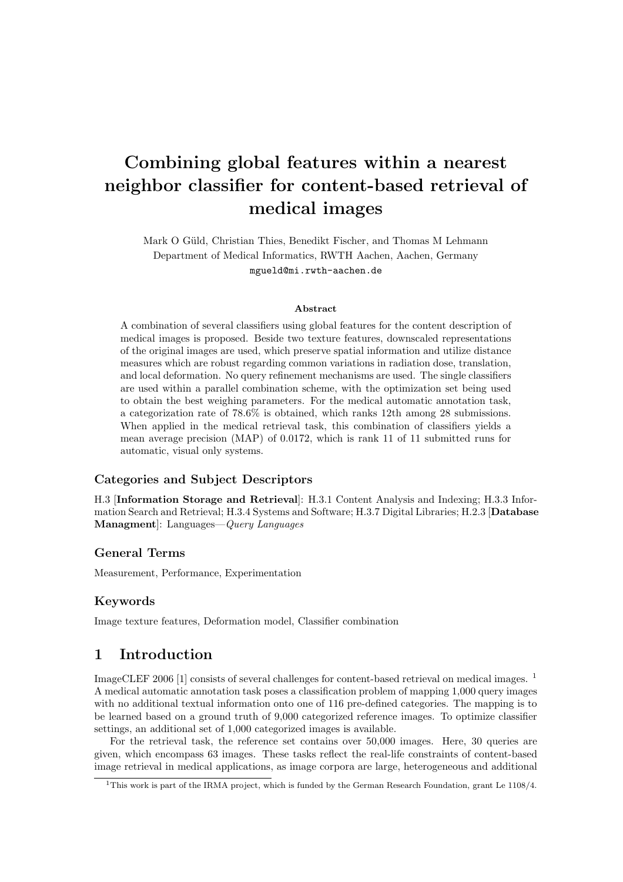# Combining global features within a nearest neighbor classifier for content-based retrieval of medical images

Mark O Güld, Christian Thies, Benedikt Fischer, and Thomas M Lehmann
Department of Medical Informatics, RWTH Aachen, Aachen, Germany
mgueld@mi.rwth-aachen.de

### Abstract

A combination of several classifiers using global features for the content description of medical images is proposed. Beside two texture features, downscaled representations of the original images are used, which preserve spatial information and utilize distance measures which are robust regarding common variations in radiation dose, translation, and local deformation. No query refinement mechanisms are used. The single classifiers are used within a parallel combination scheme, with the optimization set being used to obtain the best weighing parameters. For the medical automatic annotation task, a categorization rate of 78.6% is obtained, which ranks 12th among 28 submissions. When applied in the medical retrieval task, this combination of classifiers yields a mean average precision (MAP) of 0.0172, which is rank 11 of 11 submitted runs for automatic, visual only systems.

### Categories and Subject Descriptors

H.3 [**Information Storage and Retrieval**]: H.3.1 Content Analysis and Indexing; H.3.3 Information Search and Retrieval; H.3.4 Systems and Software; H.3.7 Digital Libraries; H.2.3 [**Database Managment**]: Languages—*Query Languages*

### General Terms

Measurement, Performance, Experimentation

### Keywords

Image texture features, Deformation model, Classifier combination

## 1 Introduction

ImageCLEF 2006 [1] consists of several challenges for content-based retrieval on medical images. [1] A medical automatic annotation task poses a classification problem of mapping 1,000 query images with no additional textual information onto one of 116 pre-defined categories. The mapping is to be learned based on a ground truth of 9,000 categorized reference images. To optimize classifier settings, an additional set of 1,000 categorized images is available.

For the retrieval task, the reference set contains over 50,000 images. Here, 30 queries are given, which encompass 63 images. These tasks reflect the real-life constraints of content-based image retrieval in medical applications, as image corpora are large, heterogeneous and additional

[1] This work is part of the IRMA project, which is funded by the German Research Foundation, grant Le 1108/4.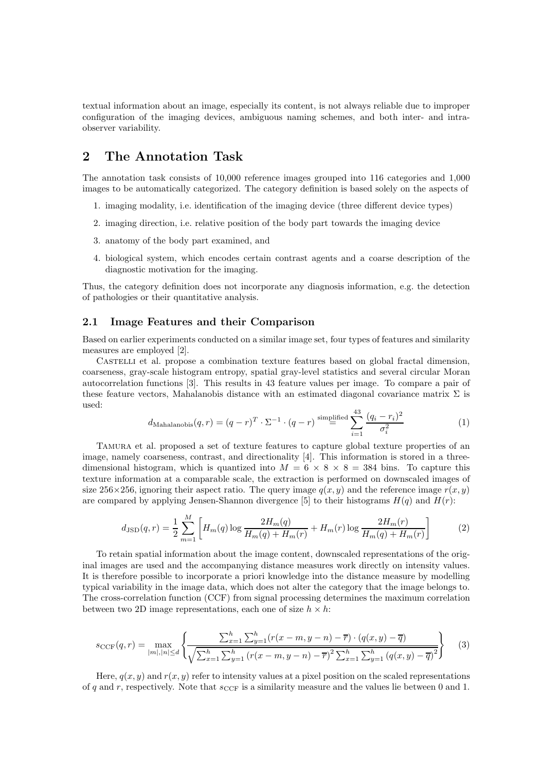textual information about an image, especially its content, is not always reliable due to improper configuration of the imaging devices, ambiguous naming schemes, and both inter- and intra-observer variability.

## 2 The Annotation Task

The annotation task consists of 10,000 reference images grouped into 116 categories and 1,000 images to be automatically categorized. The category definition is based solely on the aspects of

1. imaging modality, i.e. identification of the imaging device (three different device types)
2. imaging direction, i.e. relative position of the body part towards the imaging device
3. anatomy of the body part examined, and
4. biological system, which encodes certain contrast agents and a coarse description of the diagnostic motivation for the imaging.

Thus, the category definition does not incorporate any diagnosis information, e.g. the detection of pathologies or their quantitative analysis.

### 2.1 Image Features and their Comparison

Based on earlier experiments conducted on a similar image set, four types of features and similarity measures are employed [2].

Castelli et al. propose a combination texture features based on global fractal dimension, coarseness, gray-scale histogram entropy, spatial gray-level statistics and several circular Moran autocorrelation functions [3]. This results in 43 feature values per image. To compare a pair of these feature vectors, Mahalanobis distance with an estimated diagonal covariance matrix $\Sigma$ is used:

$$d_{\text{Mahalanobis}}(q, r) = (q - r)^T \cdot \Sigma^{-1} \cdot (q - r) \overset{\text{simplified}}{=} \sum_{i=1}^{43} \frac{(q_i - r_i)^2}{\sigma_i^2} \tag{1}$$

Tamura et al. proposed a set of texture features to capture global texture properties of an image, namely coarseness, contrast, and directionality [4]. This information is stored in a three-dimensional histogram, which is quantized into $M = 6 \times 8 \times 8 = 384$ bins. To capture this texture information at a comparable scale, the extraction is performed on downscaled images of size $256 \times 256$, ignoring their aspect ratio. The query image $q(x, y)$ and the reference image $r(x, y)$ are compared by applying Jensen-Shannon divergence [5] to their histograms $H(q)$ and $H(r)$:

$$d_{\text{JSD}}(q, r) = \frac{1}{2} \sum_{m=1}^{M} \left[ H_m(q) \log \frac{2H_m(q)}{H_m(q) + H_m(r)} + H_m(r) \log \frac{2H_m(r)}{H_m(q) + H_m(r)} \right] \tag{2}$$

To retain spatial information about the image content, downscaled representations of the original images are used and the accompanying distance measures work directly on intensity values. It is therefore possible to incorporate a priori knowledge into the distance measure by modelling typical variability in the image data, which does not alter the category that the image belongs to. The cross-correlation function (CCF) from signal processing determines the maximum correlation between two 2D image representations, each one of size $h \times h$:

$$s_{\text{CCF}}(q, r) = \max_{|m|,|n| \le d} \left\{ \frac{\sum_{x=1}^{h} \sum_{y=1}^{h} (r(x-m, y-n) - \overline{r}) \cdot (q(x, y) - \overline{q})}{\sqrt{\sum_{x=1}^{h} \sum_{y=1}^{h} \left(r(x-m, y-n) - \overline{r}\right)^2 \sum_{x=1}^{h} \sum_{y=1}^{h} \left(q(x, y) - \overline{q}\right)^2}} \right\} \tag{3}$$

Here, $q(x, y)$ and $r(x, y)$ refer to intensity values at a pixel position on the scaled representations of $q$ and $r$, respectively. Note that $s_{\text{CCF}}$ is a similarity measure and the values lie between 0 and 1.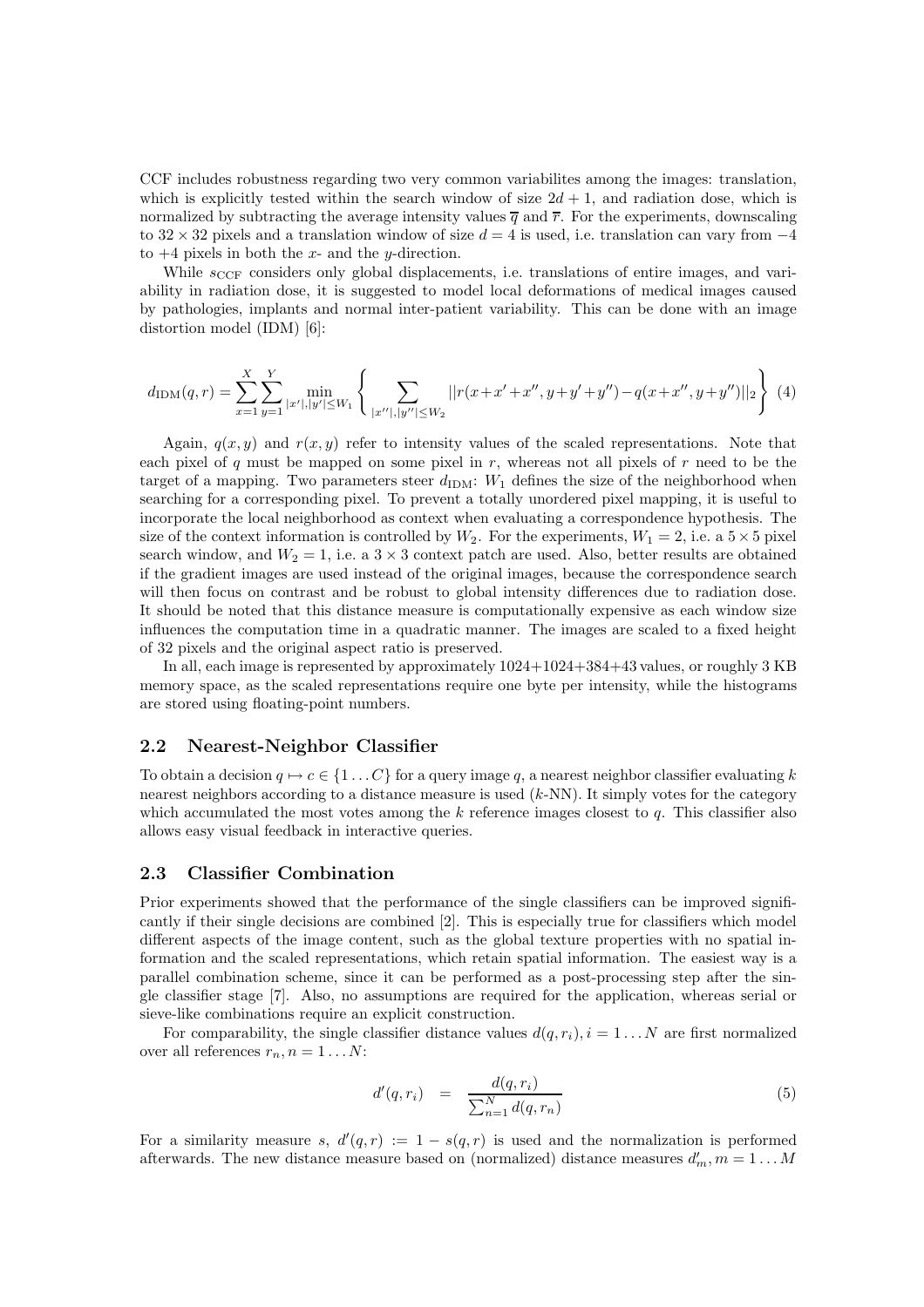CCF includes robustness regarding two very common variabilites among the images: translation, which is explicitly tested within the search window of size $2d + 1$, and radiation dose, which is normalized by subtracting the average intensity values $\overline{q}$ and $\overline{r}$. For the experiments, downscaling to $32 \times 32$ pixels and a translation window of size $d = 4$ is used, i.e. translation can vary from $-4$ to $+4$ pixels in both the $x$- and the $y$-direction.

While $s_{\text{CCF}}$ considers only global displacements, i.e. translations of entire images, and variability in radiation dose, it is suggested to model local deformations of medical images caused by pathologies, implants and normal inter-patient variability. This can be done with an image distortion model (IDM) [6]:

$$d_{\text{IDM}}(q, r) = \sum_{x=1}^{X} \sum_{y=1}^{Y} \min_{|x'|,|y'| \leq W_1} \left\{ \sum_{|x''|,|y''| \leq W_2} ||r(x+x'+x'', y+y'+y'') - q(x+x'', y+y'')||_2 \right\} \quad (4)$$

Again, $q(x, y)$ and $r(x, y)$ refer to intensity values of the scaled representations. Note that each pixel of $q$ must be mapped on some pixel in $r$, whereas not all pixels of $r$ need to be the target of a mapping. Two parameters steer $d_{\text{IDM}}$: $W_1$ defines the size of the neighborhood when searching for a corresponding pixel. To prevent a totally unordered pixel mapping, it is useful to incorporate the local neighborhood as context when evaluating a correspondence hypothesis. The size of the context information is controlled by $W_2$. For the experiments, $W_1 = 2$, i.e. a $5 \times 5$ pixel search window, and $W_2 = 1$, i.e. a $3 \times 3$ context patch are used. Also, better results are obtained if the gradient images are used instead of the original images, because the correspondence search will then focus on contrast and be robust to global intensity differences due to radiation dose. It should be noted that this distance measure is computationally expensive as each window size influences the computation time in a quadratic manner. The images are scaled to a fixed height of 32 pixels and the original aspect ratio is preserved.

In all, each image is represented by approximately 1024+1024+384+43 values, or roughly 3 KB memory space, as the scaled representations require one byte per intensity, while the histograms are stored using floating-point numbers.

## 2.2 Nearest-Neighbor Classifier

To obtain a decision $q \mapsto c \in \{1 \dots C\}$ for a query image $q$, a nearest neighbor classifier evaluating $k$ nearest neighbors according to a distance measure is used ($k$-NN). It simply votes for the category which accumulated the most votes among the $k$ reference images closest to $q$. This classifier also allows easy visual feedback in interactive queries.

## 2.3 Classifier Combination

Prior experiments showed that the performance of the single classifiers can be improved significantly if their single decisions are combined [2]. This is especially true for classifiers which model different aspects of the image content, such as the global texture properties with no spatial information and the scaled representations, which retain spatial information. The easiest way is a parallel combination scheme, since it can be performed as a post-processing step after the single classifier stage [7]. Also, no assumptions are required for the application, whereas serial or sieve-like combinations require an explicit construction.

For comparability, the single classifier distance values $d(q, r_i), i = 1 \dots N$ are first normalized over all references $r_n, n = 1 \dots N$:

$$d'(q, r_i) \quad = \quad \frac{d(q, r_i)}{\sum_{n=1}^{N} d(q, r_n)} \quad (5)$$

For a similarity measure $s$, $d'(q, r) := 1 - s(q, r)$ is used and the normalization is performed afterwards. The new distance measure based on (normalized) distance measures $d'_m, m = 1 \dots M$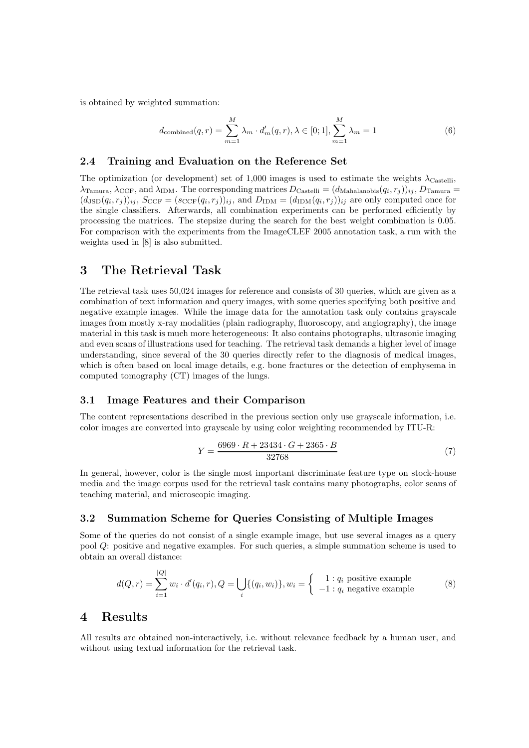is obtained by weighted summation:

$$d_{\text{combined}}(q,r) = \sum_{m=1}^{M} \lambda_m \cdot d'_m(q,r), \lambda \in [0;1], \sum_{m=1}^{M} \lambda_m = 1 \tag{6}$$

### 2.4 Training and Evaluation on the Reference Set

The optimization (or development) set of 1,000 images is used to estimate the weights $\lambda_{\text{Castelli}}$, $\lambda_{\text{Tamura}}$, $\lambda_{\text{CCF}}$, and $\lambda_{\text{IDM}}$. The corresponding matrices $D_{\text{Castelli}} = (d_{\text{Mahalanobis}}(q_i, r_j))_{ij}$, $D_{\text{Tamura}} = (d_{\text{JSD}}(q_i, r_j))_{ij}$, $S_{\text{CCF}} = (s_{\text{CCF}}(q_i, r_j))_{ij}$, and $D_{\text{IDM}} = (d_{\text{IDM}}(q_i, r_j))_{ij}$ are only computed once for the single classifiers. Afterwards, all combination experiments can be performed efficiently by processing the matrices. The stepsize during the search for the best weight combination is 0.05. For comparison with the experiments from the ImageCLEF 2005 annotation task, a run with the weights used in [8] is also submitted.

## 3 The Retrieval Task

The retrieval task uses 50,024 images for reference and consists of 30 queries, which are given as a combination of text information and query images, with some queries specifying both positive and negative example images. While the image data for the annotation task only contains grayscale images from mostly x-ray modalities (plain radiography, fluoroscopy, and angiography), the image material in this task is much more heterogeneous: It also contains photographs, ultrasonic imaging and even scans of illustrations used for teaching. The retrieval task demands a higher level of image understanding, since several of the 30 queries directly refer to the diagnosis of medical images, which is often based on local image details, e.g. bone fractures or the detection of emphysema in computed tomography (CT) images of the lungs.

### 3.1 Image Features and their Comparison

The content representations described in the previous section only use grayscale information, i.e. color images are converted into grayscale by using color weighting recommended by ITU-R:

$$Y = \frac{6969 \cdot R + 23434 \cdot G + 2365 \cdot B}{32768} \tag{7}$$

In general, however, color is the single most important discriminate feature type on stock-house media and the image corpus used for the retrieval task contains many photographs, color scans of teaching material, and microscopic imaging.

### 3.2 Summation Scheme for Queries Consisting of Multiple Images

Some of the queries do not consist of a single example image, but use several images as a query pool $Q$: positive and negative examples. For such queries, a simple summation scheme is used to obtain an overall distance:

$$d(Q,r) = \sum_{i=1}^{|Q|} w_i \cdot d'(q_i, r), Q = \bigcup_i \{(q_i, w_i)\}, w_i = \begin{cases} 1 : q_i \text{ positive example} \\ -1 : q_i \text{ negative example} \end{cases} \tag{8}$$

## 4 Results

All results are obtained non-interactively, i.e. without relevance feedback by a human user, and without using textual information for the retrieval task.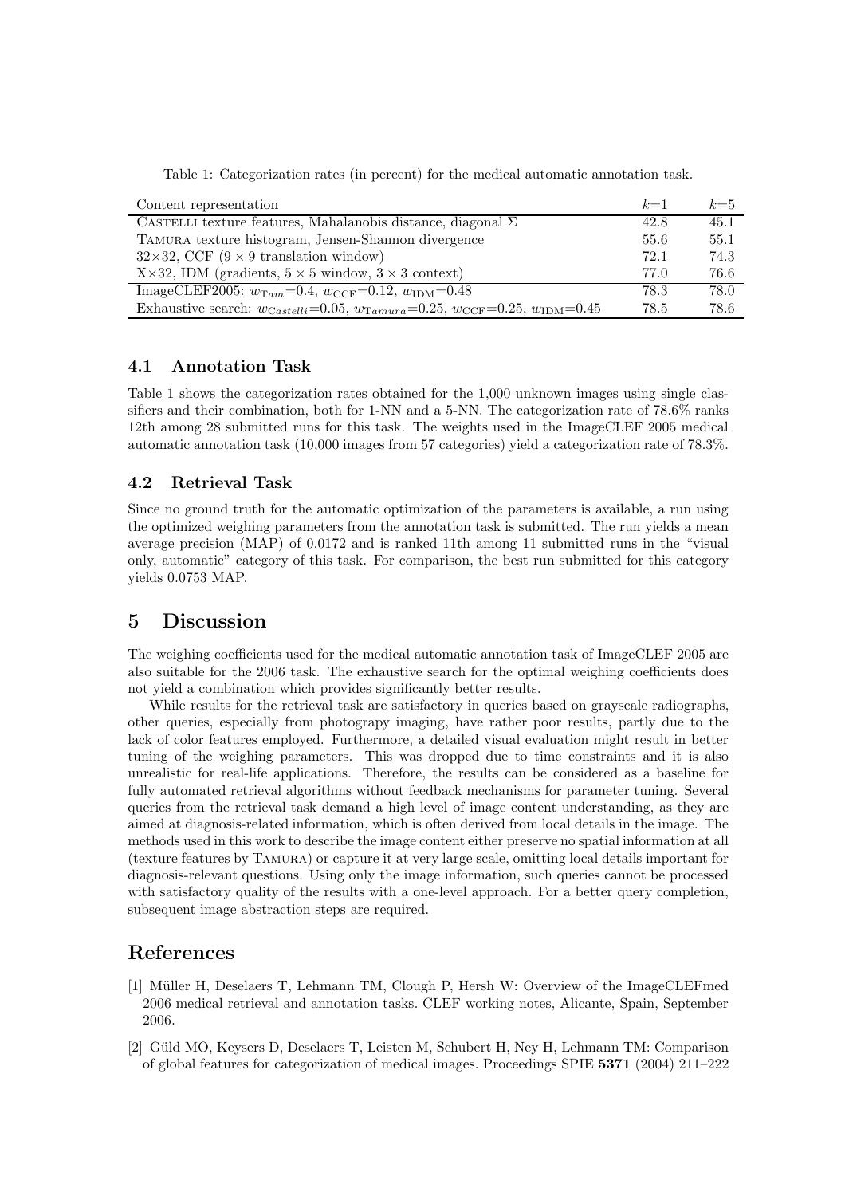Table 1: Categorization rates (in percent) for the medical automatic annotation task.

| Content representation | $k$=1 | $k$=5 |
|---|---|---|
| CASTELLI texture features, Mahalanobis distance, diagonal $\Sigma$ | 42.8 | 45.1 |
| TAMURA texture histogram, Jensen-Shannon divergence | 55.6 | 55.1 |
| 32×32, CCF (9 × 9 translation window) | 72.1 | 74.3 |
| X×32, IDM (gradients, 5 × 5 window, 3 × 3 context) | 77.0 | 76.6 |
| ImageCLEF2005: $w_{Tam}$=0.4, $w_{\text{CCF}}$=0.12, $w_{\text{IDM}}$=0.48 | 78.3 | 78.0 |
| Exhaustive search: $w_{Castelli}$=0.05, $w_{Tamura}$=0.25, $w_{\text{CCF}}$=0.25, $w_{\text{IDM}}$=0.45 | 78.5 | 78.6 |

### 4.1 Annotation Task

Table 1 shows the categorization rates obtained for the 1,000 unknown images using single classifiers and their combination, both for 1-NN and a 5-NN. The categorization rate of 78.6% ranks 12th among 28 submitted runs for this task. The weights used in the ImageCLEF 2005 medical automatic annotation task (10,000 images from 57 categories) yield a categorization rate of 78.3%.

### 4.2 Retrieval Task

Since no ground truth for the automatic optimization of the parameters is available, a run using the optimized weighing parameters from the annotation task is submitted. The run yields a mean average precision (MAP) of 0.0172 and is ranked 11th among 11 submitted runs in the "visual only, automatic" category of this task. For comparison, the best run submitted for this category yields 0.0753 MAP.

## 5 Discussion

The weighing coefficients used for the medical automatic annotation task of ImageCLEF 2005 are also suitable for the 2006 task. The exhaustive search for the optimal weighing coefficients does not yield a combination which provides significantly better results.

While results for the retrieval task are satisfactory in queries based on grayscale radiographs, other queries, especially from photograpy imaging, have rather poor results, partly due to the lack of color features employed. Furthermore, a detailed visual evaluation might result in better tuning of the weighing parameters. This was dropped due to time constraints and it is also unrealistic for real-life applications. Therefore, the results can be considered as a baseline for fully automated retrieval algorithms without feedback mechanisms for parameter tuning. Several queries from the retrieval task demand a high level of image content understanding, as they are aimed at diagnosis-related information, which is often derived from local details in the image. The methods used in this work to describe the image content either preserve no spatial information at all (texture features by TAMURA) or capture it at very large scale, omitting local details important for diagnosis-relevant questions. Using only the image information, such queries cannot be processed with satisfactory quality of the results with a one-level approach. For a better query completion, subsequent image abstraction steps are required.

## References

[1] Müller H, Deselaers T, Lehmann TM, Clough P, Hersh W: Overview of the ImageCLEFmed 2006 medical retrieval and annotation tasks. CLEF working notes, Alicante, Spain, September 2006.

[2] Güld MO, Keysers D, Deselaers T, Leisten M, Schubert H, Ney H, Lehmann TM: Comparison of global features for categorization of medical images. Proceedings SPIE **5371** (2004) 211–222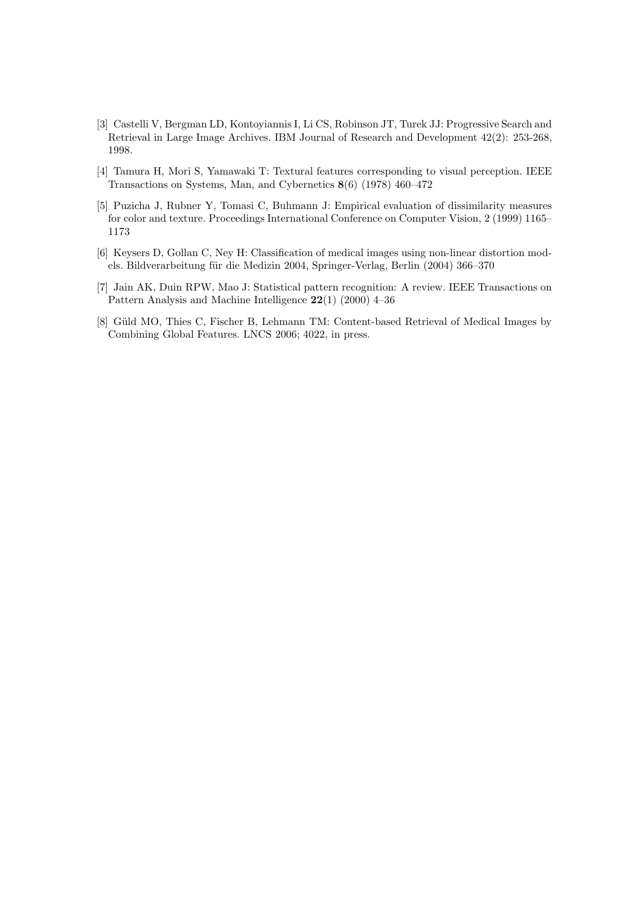[3] Castelli V, Bergman LD, Kontoyiannis I, Li CS, Robinson JT, Turek JJ: Progressive Search and Retrieval in Large Image Archives. IBM Journal of Research and Development 42(2): 253-268, 1998.

[4] Tamura H, Mori S, Yamawaki T: Textural features corresponding to visual perception. IEEE Transactions on Systems, Man, and Cybernetics **8**(6) (1978) 460–472

[5] Puzicha J, Rubner Y, Tomasi C, Buhmann J: Empirical evaluation of dissimilarity measures for color and texture. Proceedings International Conference on Computer Vision, 2 (1999) 1165–1173

[6] Keysers D, Gollan C, Ney H: Classification of medical images using non-linear distortion models. Bildverarbeitung für die Medizin 2004, Springer-Verlag, Berlin (2004) 366–370

[7] Jain AK, Duin RPW, Mao J: Statistical pattern recognition: A review. IEEE Transactions on Pattern Analysis and Machine Intelligence **22**(1) (2000) 4–36

[8] Güld MO, Thies C, Fischer B, Lehmann TM: Content-based Retrieval of Medical Images by Combining Global Features. LNCS 2006; 4022, in press.